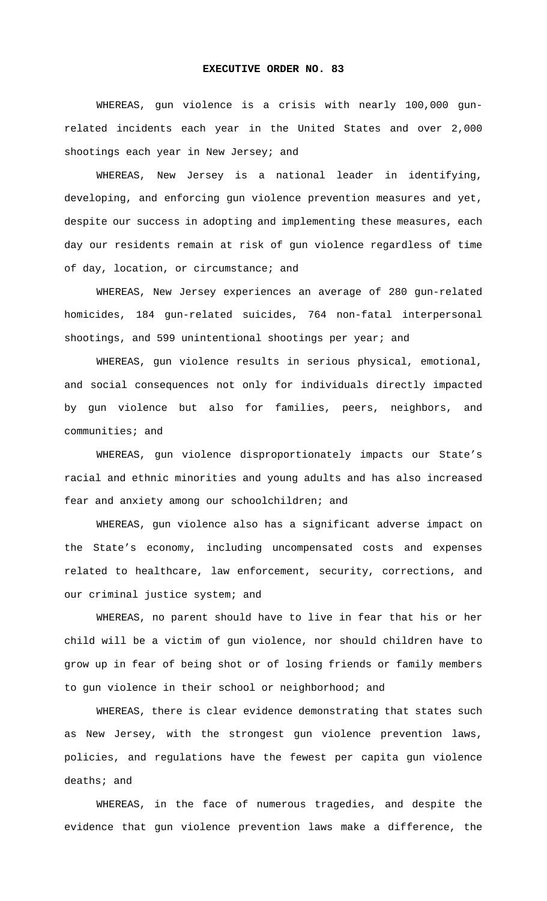# EXECUTIVE ORDER NO. 83

WHEREAS, gun violence is a crisis with nearly 100,000 gun-related incidents each year in the United States and over 2,000 shootings each year in New Jersey; and

WHEREAS, New Jersey is a national leader in identifying, developing, and enforcing gun violence prevention measures and yet, despite our success in adopting and implementing these measures, each day our residents remain at risk of gun violence regardless of time of day, location, or circumstance; and

WHEREAS, New Jersey experiences an average of 280 gun-related homicides, 184 gun-related suicides, 764 non-fatal interpersonal shootings, and 599 unintentional shootings per year; and

WHEREAS, gun violence results in serious physical, emotional, and social consequences not only for individuals directly impacted by gun violence but also for families, peers, neighbors, and communities; and

WHEREAS, gun violence disproportionately impacts our State's racial and ethnic minorities and young adults and has also increased fear and anxiety among our schoolchildren; and

WHEREAS, gun violence also has a significant adverse impact on the State's economy, including uncompensated costs and expenses related to healthcare, law enforcement, security, corrections, and our criminal justice system; and

WHEREAS, no parent should have to live in fear that his or her child will be a victim of gun violence, nor should children have to grow up in fear of being shot or of losing friends or family members to gun violence in their school or neighborhood; and

WHEREAS, there is clear evidence demonstrating that states such as New Jersey, with the strongest gun violence prevention laws, policies, and regulations have the fewest per capita gun violence deaths; and

WHEREAS, in the face of numerous tragedies, and despite the evidence that gun violence prevention laws make a difference, the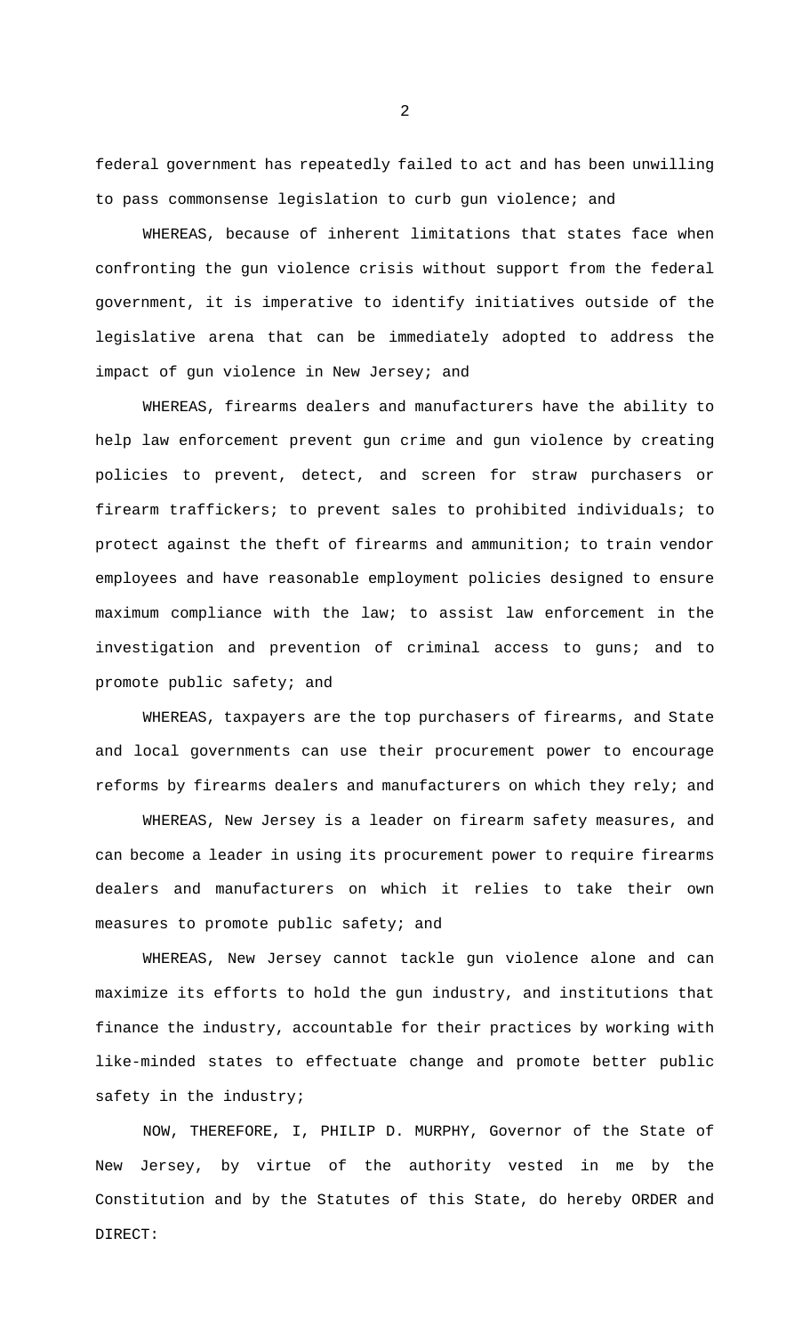federal government has repeatedly failed to act and has been unwilling to pass commonsense legislation to curb gun violence; and

WHEREAS, because of inherent limitations that states face when confronting the gun violence crisis without support from the federal government, it is imperative to identify initiatives outside of the legislative arena that can be immediately adopted to address the impact of gun violence in New Jersey; and

WHEREAS, firearms dealers and manufacturers have the ability to help law enforcement prevent gun crime and gun violence by creating policies to prevent, detect, and screen for straw purchasers or firearm traffickers; to prevent sales to prohibited individuals; to protect against the theft of firearms and ammunition; to train vendor employees and have reasonable employment policies designed to ensure maximum compliance with the law; to assist law enforcement in the investigation and prevention of criminal access to guns; and to promote public safety; and

WHEREAS, taxpayers are the top purchasers of firearms, and State and local governments can use their procurement power to encourage reforms by firearms dealers and manufacturers on which they rely; and

WHEREAS, New Jersey is a leader on firearm safety measures, and can become a leader in using its procurement power to require firearms dealers and manufacturers on which it relies to take their own measures to promote public safety; and

WHEREAS, New Jersey cannot tackle gun violence alone and can maximize its efforts to hold the gun industry, and institutions that finance the industry, accountable for their practices by working with like-minded states to effectuate change and promote better public safety in the industry;

NOW, THEREFORE, I, PHILIP D. MURPHY, Governor of the State of New Jersey, by virtue of the authority vested in me by the Constitution and by the Statutes of this State, do hereby ORDER and DIRECT: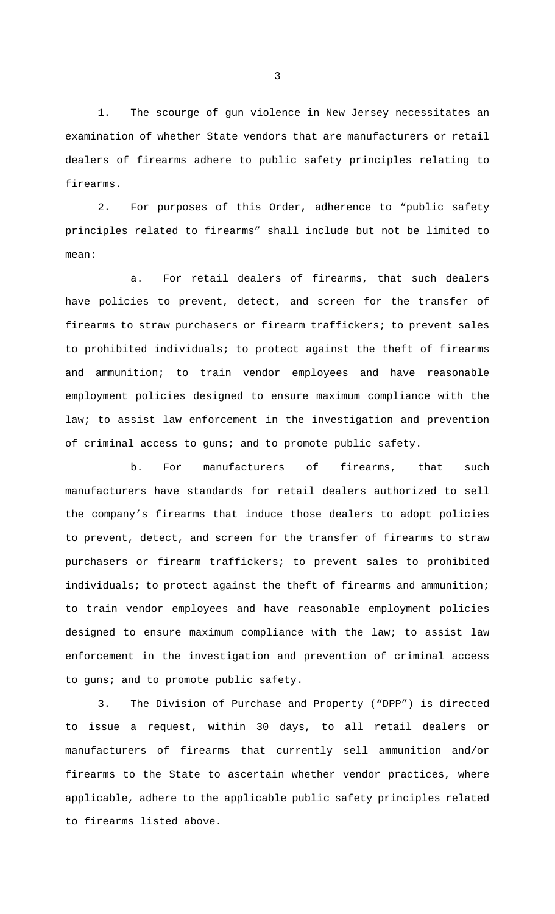1. The scourge of gun violence in New Jersey necessitates an examination of whether State vendors that are manufacturers or retail dealers of firearms adhere to public safety principles relating to firearms.

2. For purposes of this Order, adherence to "public safety principles related to firearms" shall include but not be limited to mean:

   a. For retail dealers of firearms, that such dealers have policies to prevent, detect, and screen for the transfer of firearms to straw purchasers or firearm traffickers; to prevent sales to prohibited individuals; to protect against the theft of firearms and ammunition; to train vendor employees and have reasonable employment policies designed to ensure maximum compliance with the law; to assist law enforcement in the investigation and prevention of criminal access to guns; and to promote public safety.

   b. For manufacturers of firearms, that such manufacturers have standards for retail dealers authorized to sell the company's firearms that induce those dealers to adopt policies to prevent, detect, and screen for the transfer of firearms to straw purchasers or firearm traffickers; to prevent sales to prohibited individuals; to protect against the theft of firearms and ammunition; to train vendor employees and have reasonable employment policies designed to ensure maximum compliance with the law; to assist law enforcement in the investigation and prevention of criminal access to guns; and to promote public safety.

3. The Division of Purchase and Property ("DPP") is directed to issue a request, within 30 days, to all retail dealers or manufacturers of firearms that currently sell ammunition and/or firearms to the State to ascertain whether vendor practices, where applicable, adhere to the applicable public safety principles related to firearms listed above.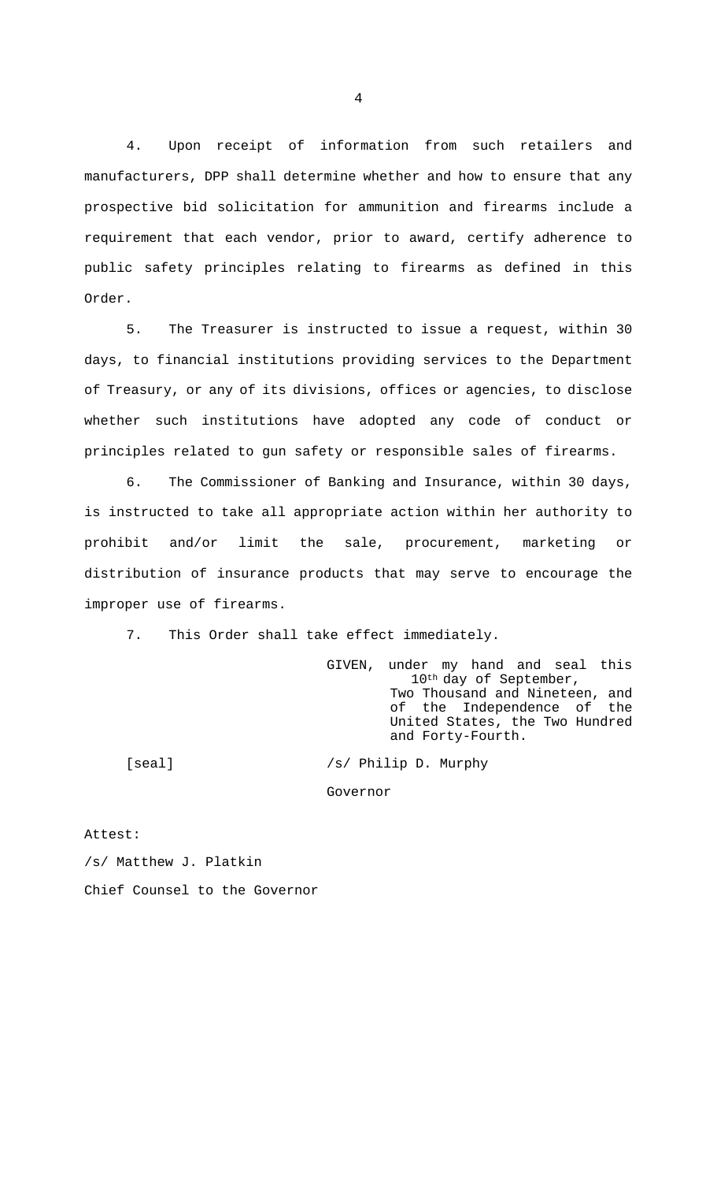4. Upon receipt of information from such retailers and manufacturers, DPP shall determine whether and how to ensure that any prospective bid solicitation for ammunition and firearms include a requirement that each vendor, prior to award, certify adherence to public safety principles relating to firearms as defined in this Order.

5. The Treasurer is instructed to issue a request, within 30 days, to financial institutions providing services to the Department of Treasury, or any of its divisions, offices or agencies, to disclose whether such institutions have adopted any code of conduct or principles related to gun safety or responsible sales of firearms.

6. The Commissioner of Banking and Insurance, within 30 days, is instructed to take all appropriate action within her authority to prohibit and/or limit the sale, procurement, marketing or distribution of insurance products that may serve to encourage the improper use of firearms.

7. This Order shall take effect immediately.

GIVEN, under my hand and seal this 10th day of September, Two Thousand and Nineteen, and of the Independence of the United States, the Two Hundred and Forty-Fourth.

[seal]

/s/ Philip D. Murphy

Governor

Attest:

/s/ Matthew J. Platkin

Chief Counsel to the Governor